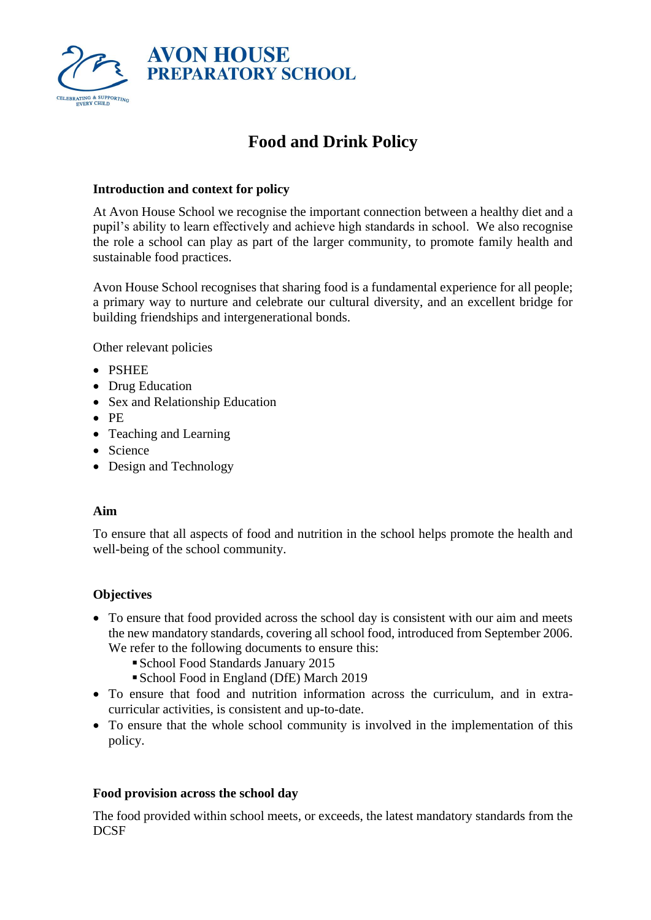AVON HOUSE
PREPARATORY SCHOOL

CELEBRATING & SUPPORTING EVERY CHILD

# Food and Drink Policy

**Introduction and context for policy**

At Avon House School we recognise the important connection between a healthy diet and a pupil's ability to learn effectively and achieve high standards in school. We also recognise the role a school can play as part of the larger community, to promote family health and sustainable food practices.

Avon House School recognises that sharing food is a fundamental experience for all people; a primary way to nurture and celebrate our cultural diversity, and an excellent bridge for building friendships and intergenerational bonds.

Other relevant policies

- PSHEE
- Drug Education
- Sex and Relationship Education
- PE
- Teaching and Learning
- Science
- Design and Technology

**Aim**

To ensure that all aspects of food and nutrition in the school helps promote the health and well-being of the school community.

**Objectives**

- To ensure that food provided across the school day is consistent with our aim and meets the new mandatory standards, covering all school food, introduced from September 2006. We refer to the following documents to ensure this:
  - School Food Standards January 2015
  - School Food in England (DfE) March 2019
- To ensure that food and nutrition information across the curriculum, and in extra-curricular activities, is consistent and up-to-date.
- To ensure that the whole school community is involved in the implementation of this policy.

**Food provision across the school day**

The food provided within school meets, or exceeds, the latest mandatory standards from the DCSF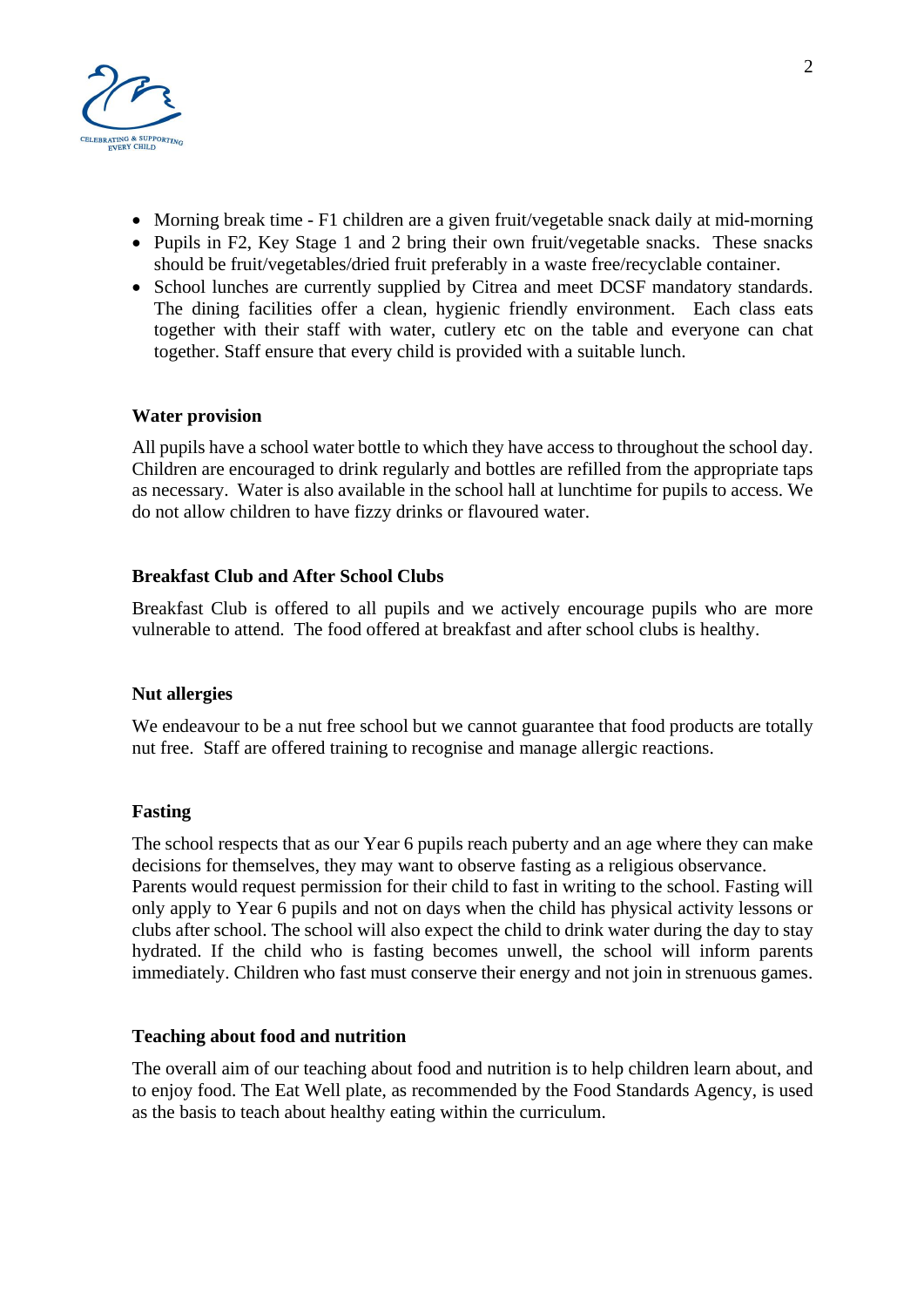- Morning break time - F1 children are a given fruit/vegetable snack daily at mid-morning
- Pupils in F2, Key Stage 1 and 2 bring their own fruit/vegetable snacks. These snacks should be fruit/vegetables/dried fruit preferably in a waste free/recyclable container.
- School lunches are currently supplied by Citrea and meet DCSF mandatory standards. The dining facilities offer a clean, hygienic friendly environment. Each class eats together with their staff with water, cutlery etc on the table and everyone can chat together. Staff ensure that every child is provided with a suitable lunch.

**Water provision**

All pupils have a school water bottle to which they have access to throughout the school day. Children are encouraged to drink regularly and bottles are refilled from the appropriate taps as necessary. Water is also available in the school hall at lunchtime for pupils to access. We do not allow children to have fizzy drinks or flavoured water.

**Breakfast Club and After School Clubs**

Breakfast Club is offered to all pupils and we actively encourage pupils who are more vulnerable to attend. The food offered at breakfast and after school clubs is healthy.

**Nut allergies**

We endeavour to be a nut free school but we cannot guarantee that food products are totally nut free. Staff are offered training to recognise and manage allergic reactions.

**Fasting**

The school respects that as our Year 6 pupils reach puberty and an age where they can make decisions for themselves, they may want to observe fasting as a religious observance.
Parents would request permission for their child to fast in writing to the school. Fasting will only apply to Year 6 pupils and not on days when the child has physical activity lessons or clubs after school. The school will also expect the child to drink water during the day to stay hydrated. If the child who is fasting becomes unwell, the school will inform parents immediately. Children who fast must conserve their energy and not join in strenuous games.

**Teaching about food and nutrition**

The overall aim of our teaching about food and nutrition is to help children learn about, and to enjoy food. The Eat Well plate, as recommended by the Food Standards Agency, is used as the basis to teach about healthy eating within the curriculum.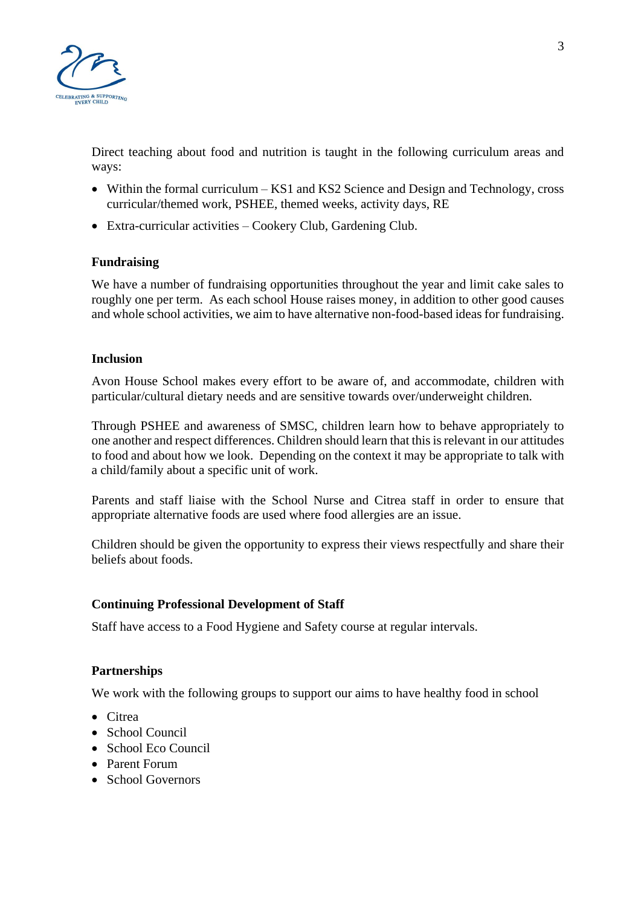Direct teaching about food and nutrition is taught in the following curriculum areas and ways:

- Within the formal curriculum – KS1 and KS2 Science and Design and Technology, cross curricular/themed work, PSHEE, themed weeks, activity days, RE
- Extra-curricular activities – Cookery Club, Gardening Club.

**Fundraising**

We have a number of fundraising opportunities throughout the year and limit cake sales to roughly one per term. As each school House raises money, in addition to other good causes and whole school activities, we aim to have alternative non-food-based ideas for fundraising.

**Inclusion**

Avon House School makes every effort to be aware of, and accommodate, children with particular/cultural dietary needs and are sensitive towards over/underweight children.

Through PSHEE and awareness of SMSC, children learn how to behave appropriately to one another and respect differences. Children should learn that this is relevant in our attitudes to food and about how we look. Depending on the context it may be appropriate to talk with a child/family about a specific unit of work.

Parents and staff liaise with the School Nurse and Citrea staff in order to ensure that appropriate alternative foods are used where food allergies are an issue.

Children should be given the opportunity to express their views respectfully and share their beliefs about foods.

**Continuing Professional Development of Staff**

Staff have access to a Food Hygiene and Safety course at regular intervals.

**Partnerships**

We work with the following groups to support our aims to have healthy food in school

- Citrea
- School Council
- School Eco Council
- Parent Forum
- School Governors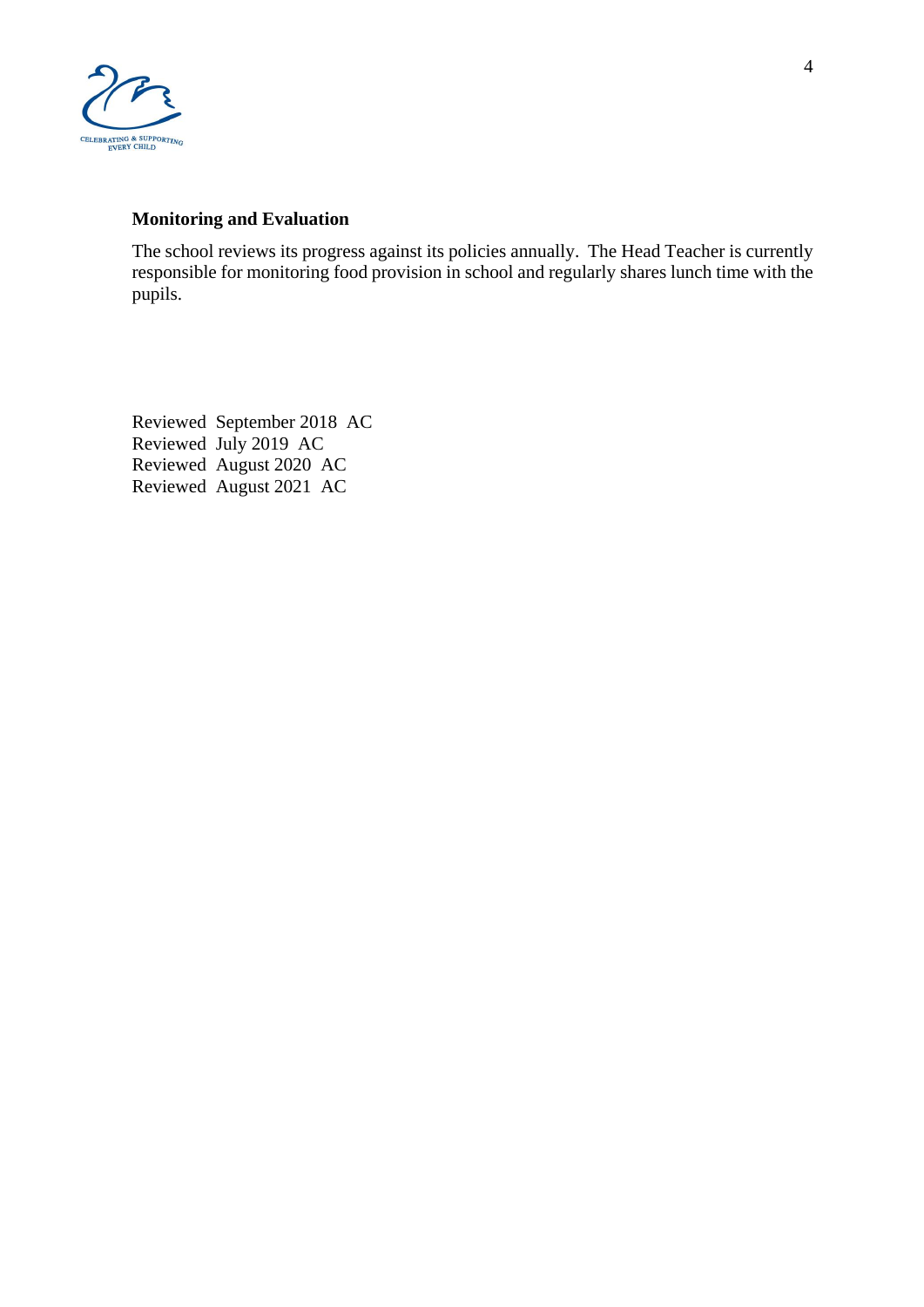**Monitoring and Evaluation**

The school reviews its progress against its policies annually. The Head Teacher is currently responsible for monitoring food provision in school and regularly shares lunch time with the pupils.

Reviewed September 2018 AC
Reviewed July 2019 AC
Reviewed August 2020 AC
Reviewed August 2021 AC